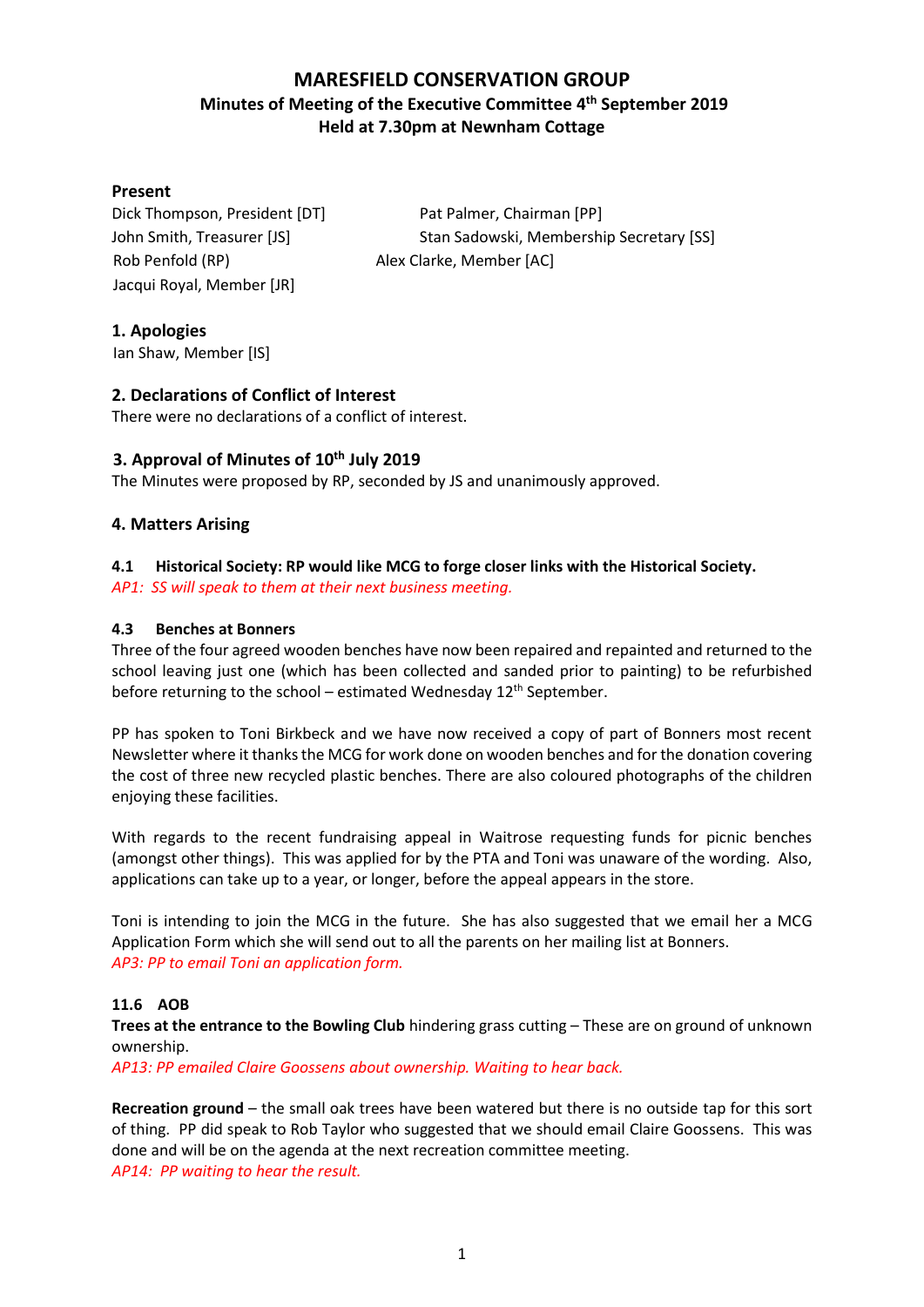# MARESFIELD CONSERVATION GROUP

## Minutes of Meeting of the Executive Committee 4th September 2019
## Held at 7.30pm at Newnham Cottage

**Present**

Dick Thompson, President [DT]
Pat Palmer, Chairman [PP]
John Smith, Treasurer [JS]
Stan Sadowski, Membership Secretary [SS]
Rob Penfold (RP)
Alex Clarke, Member [AC]
Jacqui Royal, Member [JR]

**1. Apologies**

Ian Shaw, Member [IS]

**2. Declarations of Conflict of Interest**

There were no declarations of a conflict of interest.

**3. Approval of Minutes of 10th July 2019**

The Minutes were proposed by RP, seconded by JS and unanimously approved.

**4. Matters Arising**

**4.1 Historical Society: RP would like MCG to forge closer links with the Historical Society.**

*AP1: SS will speak to them at their next business meeting.*

**4.3 Benches at Bonners**

Three of the four agreed wooden benches have now been repaired and repainted and returned to the school leaving just one (which has been collected and sanded prior to painting) to be refurbished before returning to the school – estimated Wednesday 12th September.

PP has spoken to Toni Birkbeck and we have now received a copy of part of Bonners most recent Newsletter where it thanks the MCG for work done on wooden benches and for the donation covering the cost of three new recycled plastic benches. There are also coloured photographs of the children enjoying these facilities.

With regards to the recent fundraising appeal in Waitrose requesting funds for picnic benches (amongst other things). This was applied for by the PTA and Toni was unaware of the wording. Also, applications can take up to a year, or longer, before the appeal appears in the store.

Toni is intending to join the MCG in the future. She has also suggested that we email her a MCG Application Form which she will send out to all the parents on her mailing list at Bonners.

*AP3: PP to email Toni an application form.*

**11.6 AOB**

**Trees at the entrance to the Bowling Club** hindering grass cutting – These are on ground of unknown ownership.

*AP13: PP emailed Claire Goossens about ownership. Waiting to hear back.*

**Recreation ground** – the small oak trees have been watered but there is no outside tap for this sort of thing. PP did speak to Rob Taylor who suggested that we should email Claire Goossens. This was done and will be on the agenda at the next recreation committee meeting.

*AP14: PP waiting to hear the result.*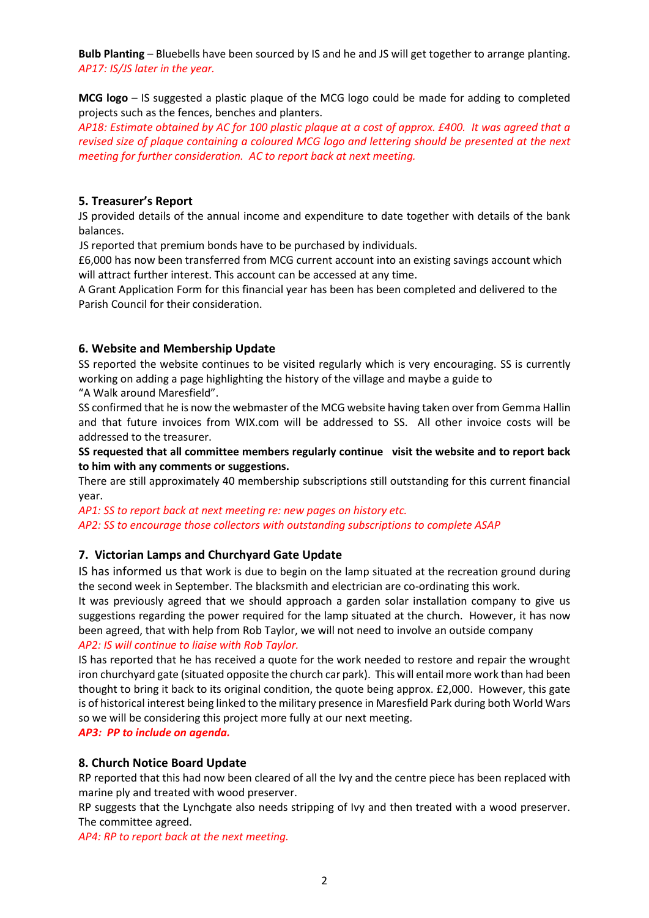**Bulb Planting** – Bluebells have been sourced by IS and he and JS will get together to arrange planting.
*AP17: IS/JS later in the year.*

**MCG logo** – IS suggested a plastic plaque of the MCG logo could be made for adding to completed projects such as the fences, benches and planters.
*AP18: Estimate obtained by AC for 100 plastic plaque at a cost of approx. £400. It was agreed that a revised size of plaque containing a coloured MCG logo and lettering should be presented at the next meeting for further consideration. AC to report back at next meeting.*

## 5. Treasurer's Report

JS provided details of the annual income and expenditure to date together with details of the bank balances.
JS reported that premium bonds have to be purchased by individuals.
£6,000 has now been transferred from MCG current account into an existing savings account which will attract further interest. This account can be accessed at any time.
A Grant Application Form for this financial year has been has been completed and delivered to the Parish Council for their consideration.

## 6. Website and Membership Update

SS reported the website continues to be visited regularly which is very encouraging. SS is currently working on adding a page highlighting the history of the village and maybe a guide to "A Walk around Maresfield".
SS confirmed that he is now the webmaster of the MCG website having taken over from Gemma Hallin and that future invoices from WIX.com will be addressed to SS. All other invoice costs will be addressed to the treasurer.
**SS requested that all committee members regularly continue visit the website and to report back to him with any comments or suggestions.**
There are still approximately 40 membership subscriptions still outstanding for this current financial year.
*AP1: SS to report back at next meeting re: new pages on history etc.*
*AP2: SS to encourage those collectors with outstanding subscriptions to complete ASAP*

## 7. Victorian Lamps and Churchyard Gate Update

IS has informed us that work is due to begin on the lamp situated at the recreation ground during the second week in September. The blacksmith and electrician are co-ordinating this work.
It was previously agreed that we should approach a garden solar installation company to give us suggestions regarding the power required for the lamp situated at the church. However, it has now been agreed, that with help from Rob Taylor, we will not need to involve an outside company
*AP2: IS will continue to liaise with Rob Taylor.*
IS has reported that he has received a quote for the work needed to restore and repair the wrought iron churchyard gate (situated opposite the church car park). This will entail more work than had been thought to bring it back to its original condition, the quote being approx. £2,000. However, this gate is of historical interest being linked to the military presence in Maresfield Park during both World Wars so we will be considering this project more fully at our next meeting.
***AP3: PP to include on agenda.***

## 8. Church Notice Board Update

RP reported that this had now been cleared of all the Ivy and the centre piece has been replaced with marine ply and treated with wood preserver.
RP suggests that the Lynchgate also needs stripping of Ivy and then treated with a wood preserver. The committee agreed.
*AP4: RP to report back at the next meeting.*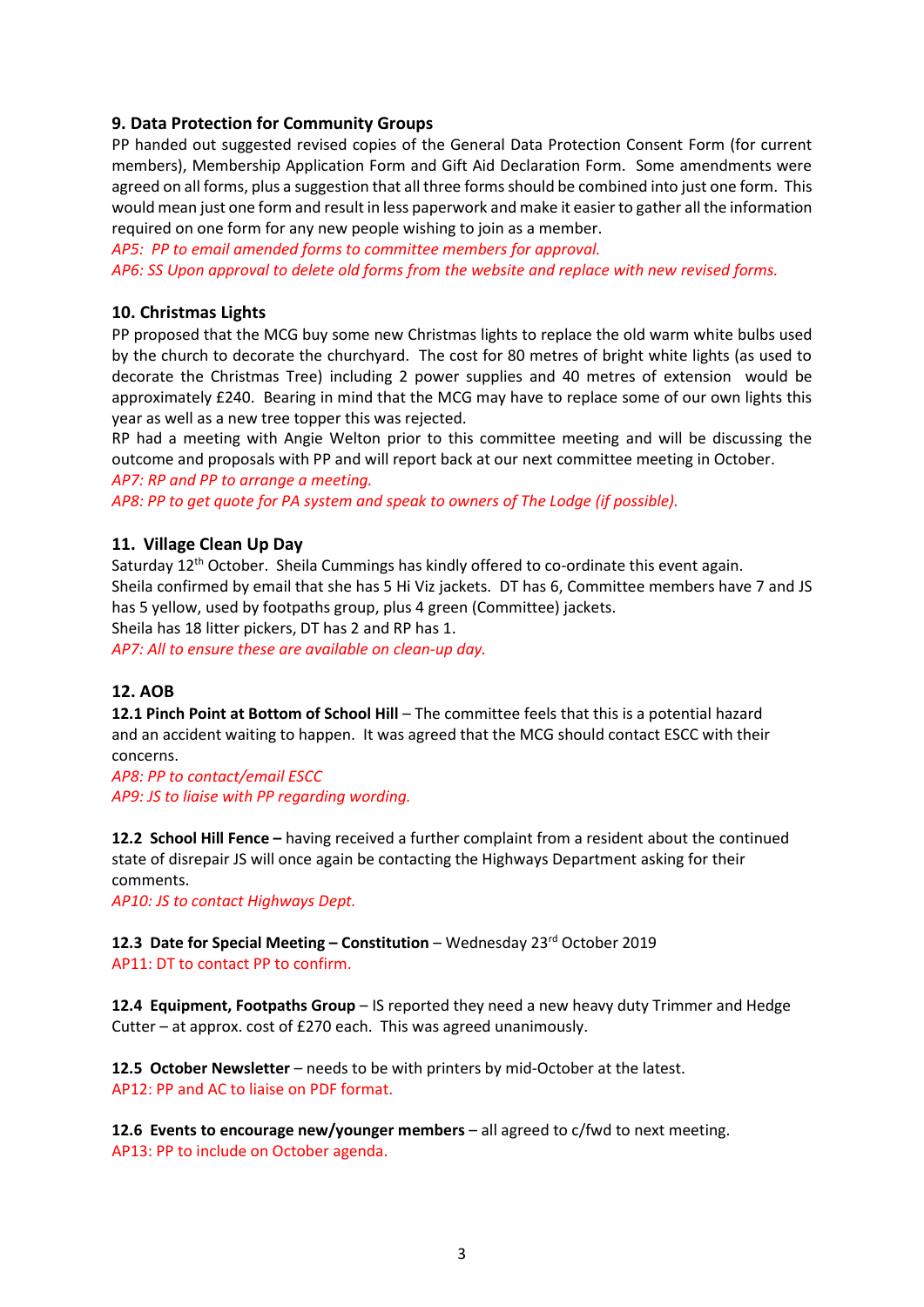## 9. Data Protection for Community Groups

PP handed out suggested revised copies of the General Data Protection Consent Form (for current members), Membership Application Form and Gift Aid Declaration Form. Some amendments were agreed on all forms, plus a suggestion that all three forms should be combined into just one form. This would mean just one form and result in less paperwork and make it easier to gather all the information required on one form for any new people wishing to join as a member.

*AP5: PP to email amended forms to committee members for approval.*

*AP6: SS Upon approval to delete old forms from the website and replace with new revised forms.*

## 10. Christmas Lights

PP proposed that the MCG buy some new Christmas lights to replace the old warm white bulbs used by the church to decorate the churchyard. The cost for 80 metres of bright white lights (as used to decorate the Christmas Tree) including 2 power supplies and 40 metres of extension would be approximately £240. Bearing in mind that the MCG may have to replace some of our own lights this year as well as a new tree topper this was rejected.

RP had a meeting with Angie Welton prior to this committee meeting and will be discussing the outcome and proposals with PP and will report back at our next committee meeting in October.

*AP7: RP and PP to arrange a meeting.*

*AP8: PP to get quote for PA system and speak to owners of The Lodge (if possible).*

## 11. Village Clean Up Day

Saturday 12th October. Sheila Cummings has kindly offered to co-ordinate this event again.
Sheila confirmed by email that she has 5 Hi Viz jackets. DT has 6, Committee members have 7 and JS has 5 yellow, used by footpaths group, plus 4 green (Committee) jackets.
Sheila has 18 litter pickers, DT has 2 and RP has 1.

*AP7: All to ensure these are available on clean-up day.*

## 12. AOB

**12.1 Pinch Point at Bottom of School Hill** – The committee feels that this is a potential hazard and an accident waiting to happen. It was agreed that the MCG should contact ESCC with their concerns.

*AP8: PP to contact/email ESCC*

*AP9: JS to liaise with PP regarding wording.*

**12.2 School Hill Fence –** having received a further complaint from a resident about the continued state of disrepair JS will once again be contacting the Highways Department asking for their comments.

*AP10: JS to contact Highways Dept.*

**12.3 Date for Special Meeting – Constitution** – Wednesday 23rd October 2019

AP11: DT to contact PP to confirm.

**12.4 Equipment, Footpaths Group** – IS reported they need a new heavy duty Trimmer and Hedge Cutter – at approx. cost of £270 each. This was agreed unanimously.

**12.5 October Newsletter** – needs to be with printers by mid-October at the latest.

AP12: PP and AC to liaise on PDF format.

**12.6 Events to encourage new/younger members** – all agreed to c/fwd to next meeting.

AP13: PP to include on October agenda.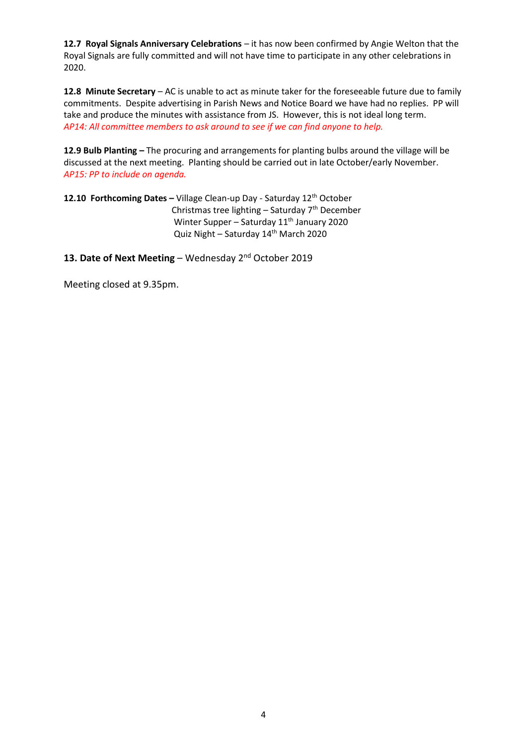**12.7 Royal Signals Anniversary Celebrations** – it has now been confirmed by Angie Welton that the Royal Signals are fully committed and will not have time to participate in any other celebrations in 2020.

**12.8 Minute Secretary** – AC is unable to act as minute taker for the foreseeable future due to family commitments. Despite advertising in Parish News and Notice Board we have had no replies. PP will take and produce the minutes with assistance from JS. However, this is not ideal long term.
*AP14: All committee members to ask around to see if we can find anyone to help.*

**12.9 Bulb Planting –** The procuring and arrangements for planting bulbs around the village will be discussed at the next meeting. Planting should be carried out in late October/early November.
*AP15: PP to include on agenda.*

**12.10 Forthcoming Dates –** Village Clean-up Day - Saturday 12th October
Christmas tree lighting – Saturday 7th December
Winter Supper – Saturday 11th January 2020
Quiz Night – Saturday 14th March 2020

**13. Date of Next Meeting** – Wednesday 2nd October 2019

Meeting closed at 9.35pm.